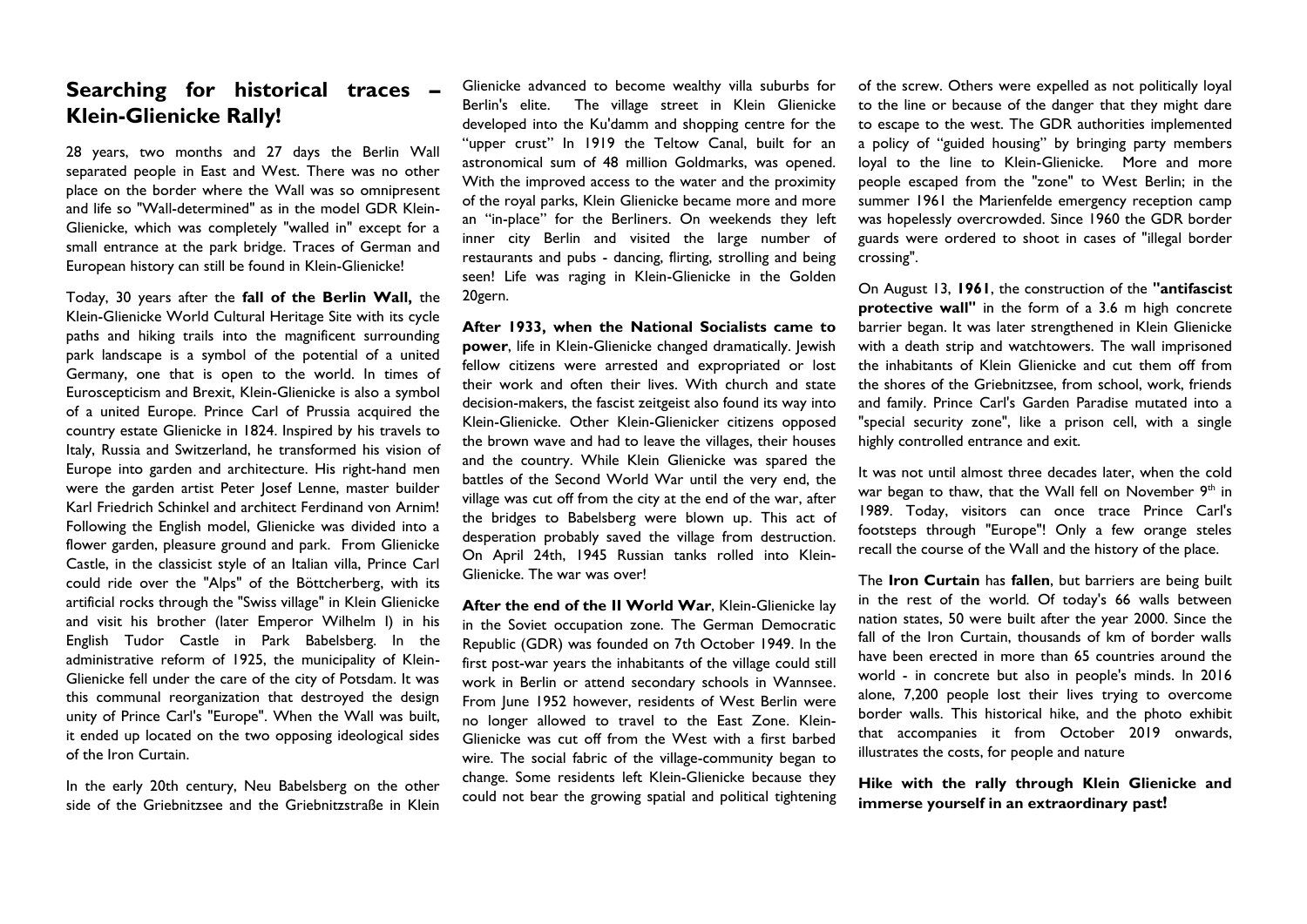## Searching for historical traces – Klein-Glienicke Rally!

28 years, two months and 27 days the Berlin Wall separated people in East and West. There was no other place on the border where the Wall was so omnipresent and life so "Wall-determined" as in the model GDR Klein-Glienicke, which was completely "walled in" except for a small entrance at the park bridge. Traces of German and European history can still be found in Klein-Glienicke!

Today, 30 years after the **fall of the Berlin Wall,** the Klein-Glienicke World Cultural Heritage Site with its cycle paths and hiking trails into the magnificent surrounding park landscape is a symbol of the potential of a united Germany, one that is open to the world. In times of Euroscepticism and Brexit, Klein-Glienicke is also a symbol of a united Europe. Prince Carl of Prussia acquired the country estate Glienicke in 1824. Inspired by his travels to Italy, Russia and Switzerland, he transformed his vision of Europe into garden and architecture. His right-hand men were the garden artist Peter Josef Lenne, master builder Karl Friedrich Schinkel and architect Ferdinand von Arnim! Following the English model, Glienicke was divided into a flower garden, pleasure ground and park. From Glienicke Castle, in the classicist style of an Italian villa, Prince Carl could ride over the "Alps" of the Böttcherberg, with its artificial rocks through the "Swiss village" in Klein Glienicke and visit his brother (later Emperor Wilhelm I) in his English Tudor Castle in Park Babelsberg. In the administrative reform of 1925, the municipality of Klein-Glienicke fell under the care of the city of Potsdam. It was this communal reorganization that destroyed the design unity of Prince Carl's "Europe". When the Wall was built, it ended up located on the two opposing ideological sides of the Iron Curtain.

In the early 20th century, Neu Babelsberg on the other side of the Griebnitzsee and the Griebnitzstraße in Klein Glienicke advanced to become wealthy villa suburbs for Berlin's elite. The village street in Klein Glienicke developed into the Ku'damm and shopping centre for the "upper crust" In 1919 the Teltow Canal, built for an astronomical sum of 48 million Goldmarks, was opened. With the improved access to the water and the proximity of the royal parks, Klein Glienicke became more and more an "in-place" for the Berliners. On weekends they left inner city Berlin and visited the large number of restaurants and pubs - dancing, flirting, strolling and being seen! Life was raging in Klein-Glienicke in the Golden 20gern.

**After 1933, when the National Socialists came to power**, life in Klein-Glienicke changed dramatically. Jewish fellow citizens were arrested and expropriated or lost their work and often their lives. With church and state decision-makers, the fascist zeitgeist also found its way into Klein-Glienicke. Other Klein-Glienicker citizens opposed the brown wave and had to leave the villages, their houses and the country. While Klein Glienicke was spared the battles of the Second World War until the very end, the village was cut off from the city at the end of the war, after the bridges to Babelsberg were blown up. This act of desperation probably saved the village from destruction. On April 24th, 1945 Russian tanks rolled into Klein-Glienicke. The war was over!

**After the end of the II World War**, Klein-Glienicke lay in the Soviet occupation zone. The German Democratic Republic (GDR) was founded on 7th October 1949. In the first post-war years the inhabitants of the village could still work in Berlin or attend secondary schools in Wannsee. From June 1952 however, residents of West Berlin were no longer allowed to travel to the East Zone. Klein-Glienicke was cut off from the West with a first barbed wire. The social fabric of the village-community began to change. Some residents left Klein-Glienicke because they could not bear the growing spatial and political tightening of the screw. Others were expelled as not politically loyal to the line or because of the danger that they might dare to escape to the west. The GDR authorities implemented a policy of "guided housing" by bringing party members loyal to the line to Klein-Glienicke. More and more people escaped from the "zone" to West Berlin; in the summer 1961 the Marienfelde emergency reception camp was hopelessly overcrowded. Since 1960 the GDR border guards were ordered to shoot in cases of "illegal border crossing".

On August 13, **1961**, the construction of the **"antifascist protective wall"** in the form of a 3.6 m high concrete barrier began. It was later strengthened in Klein Glienicke with a death strip and watchtowers. The wall imprisoned the inhabitants of Klein Glienicke and cut them off from the shores of the Griebnitzsee, from school, work, friends and family. Prince Carl's Garden Paradise mutated into a "special security zone", like a prison cell, with a single highly controlled entrance and exit.

It was not until almost three decades later, when the cold war began to thaw, that the Wall fell on November 9th in 1989. Today, visitors can once trace Prince Carl's footsteps through "Europe"! Only a few orange steles recall the course of the Wall and the history of the place.

The **Iron Curtain** has **fallen**, but barriers are being built in the rest of the world. Of today's 66 walls between nation states, 50 were built after the year 2000. Since the fall of the Iron Curtain, thousands of km of border walls have been erected in more than 65 countries around the world - in concrete but also in people's minds. In 2016 alone, 7,200 people lost their lives trying to overcome border walls. This historical hike, and the photo exhibit that accompanies it from October 2019 onwards, illustrates the costs, for people and nature

**Hike with the rally through Klein Glienicke and immerse yourself in an extraordinary past!**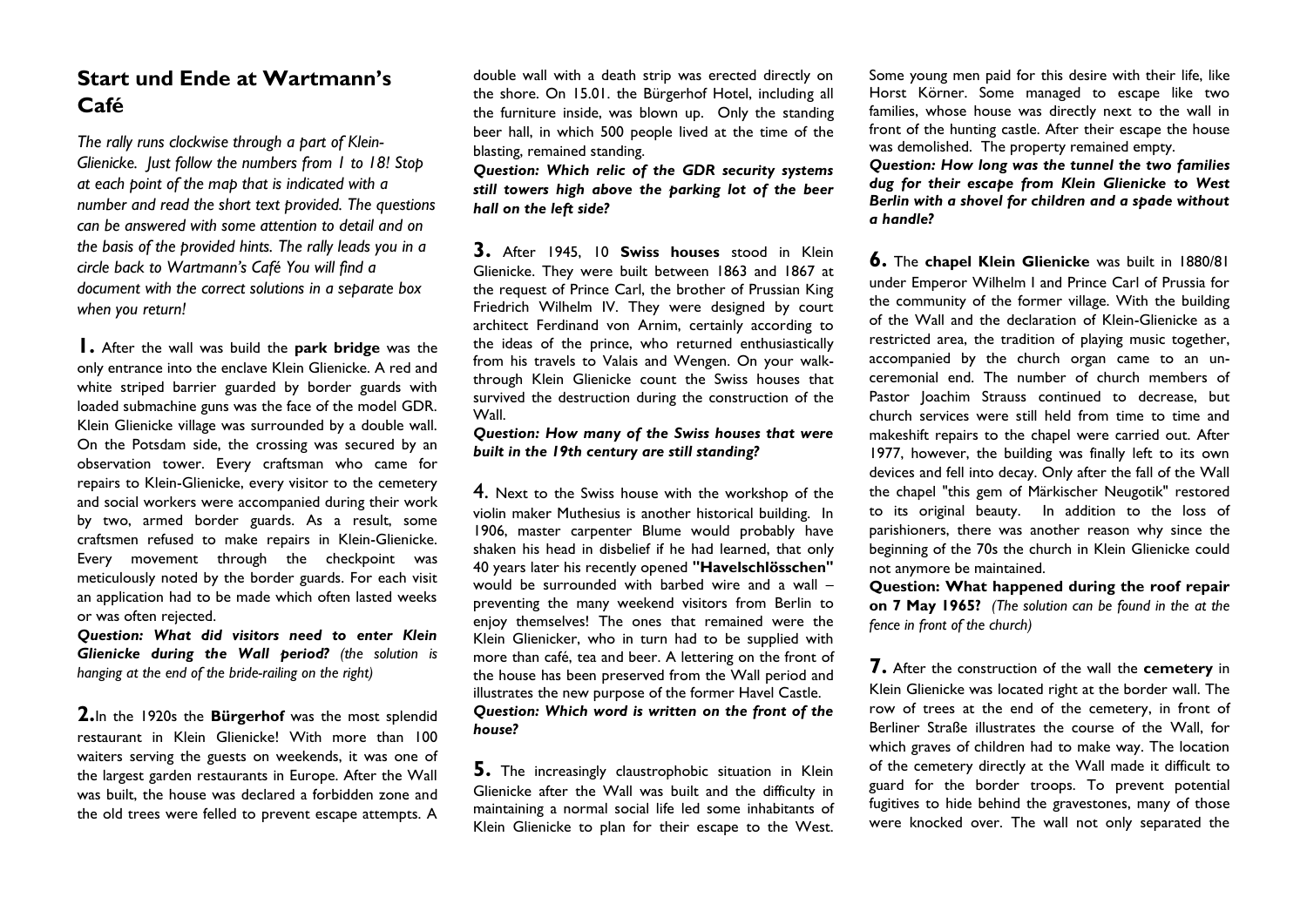## Start und Ende at Wartmann's Café

*The rally runs clockwise through a part of Klein-Glienicke. Just follow the numbers from 1 to 18! Stop at each point of the map that is indicated with a number and read the short text provided. The questions can be answered with some attention to detail and on the basis of the provided hints. The rally leads you in a circle back to Wartmann's Café You will find a document with the correct solutions in a separate box when you return!*

**1.** After the wall was build the **park bridge** was the only entrance into the enclave Klein Glienicke. A red and white striped barrier guarded by border guards with loaded submachine guns was the face of the model GDR. Klein Glienicke village was surrounded by a double wall. On the Potsdam side, the crossing was secured by an observation tower. Every craftsman who came for repairs to Klein-Glienicke, every visitor to the cemetery and social workers were accompanied during their work by two, armed border guards. As a result, some craftsmen refused to make repairs in Klein-Glienicke. Every movement through the checkpoint was meticulously noted by the border guards. For each visit an application had to be made which often lasted weeks or was often rejected.

***Question: What did visitors need to enter Klein Glienicke during the Wall period?*** *(the solution is hanging at the end of the bride-railing on the right)*

**2.** In the 1920s the **Bürgerhof** was the most splendid restaurant in Klein Glienicke! With more than 100 waiters serving the guests on weekends, it was one of the largest garden restaurants in Europe. After the Wall was built, the house was declared a forbidden zone and the old trees were felled to prevent escape attempts. A double wall with a death strip was erected directly on the shore. On 15.01. the Bürgerhof Hotel, including all the furniture inside, was blown up. Only the standing beer hall, in which 500 people lived at the time of the blasting, remained standing.

***Question: Which relic of the GDR security systems still towers high above the parking lot of the beer hall on the left side?***

**3.** After 1945, 10 **Swiss houses** stood in Klein Glienicke. They were built between 1863 and 1867 at the request of Prince Carl, the brother of Prussian King Friedrich Wilhelm IV. They were designed by court architect Ferdinand von Arnim, certainly according to the ideas of the prince, who returned enthusiastically from his travels to Valais and Wengen. On your walk-through Klein Glienicke count the Swiss houses that survived the destruction during the construction of the Wall.

***Question: How many of the Swiss houses that were built in the 19th century are still standing?***

**4.** Next to the Swiss house with the workshop of the violin maker Muthesius is another historical building. In 1906, master carpenter Blume would probably have shaken his head in disbelief if he had learned, that only 40 years later his recently opened **"Havelschlösschen"** would be surrounded with barbed wire and a wall – preventing the many weekend visitors from Berlin to enjoy themselves! The ones that remained were the Klein Glienicker, who in turn had to be supplied with more than café, tea and beer. A lettering on the front of the house has been preserved from the Wall period and illustrates the new purpose of the former Havel Castle.

***Question: Which word is written on the front of the house?***

**5.** The increasingly claustrophobic situation in Klein Glienicke after the Wall was built and the difficulty in maintaining a normal social life led some inhabitants of Klein Glienicke to plan for their escape to the West. Some young men paid for this desire with their life, like Horst Körner. Some managed to escape like two families, whose house was directly next to the wall in front of the hunting castle. After their escape the house was demolished. The property remained empty.

***Question: How long was the tunnel the two families dug for their escape from Klein Glienicke to West Berlin with a shovel for children and a spade without a handle?***

**6.** The **chapel Klein Glienicke** was built in 1880/81 under Emperor Wilhelm I and Prince Carl of Prussia for the community of the former village. With the building of the Wall and the declaration of Klein-Glienicke as a restricted area, the tradition of playing music together, accompanied by the church organ came to an un-ceremonial end. The number of church members of Pastor Joachim Strauss continued to decrease, but church services were still held from time to time and makeshift repairs to the chapel were carried out. After 1977, however, the building was finally left to its own devices and fell into decay. Only after the fall of the Wall the chapel "this gem of Märkischer Neugotik" restored to its original beauty. In addition to the loss of parishioners, there was another reason why since the beginning of the 70s the church in Klein Glienicke could not anymore be maintained.

**Question: What happened during the roof repair on 7 May 1965?** *(The solution can be found in the at the fence in front of the church)*

**7.** After the construction of the wall the **cemetery** in Klein Glienicke was located right at the border wall. The row of trees at the end of the cemetery, in front of Berliner Straße illustrates the course of the Wall, for which graves of children had to make way. The location of the cemetery directly at the Wall made it difficult to guard for the border troops. To prevent potential fugitives to hide behind the gravestones, many of those were knocked over. The wall not only separated the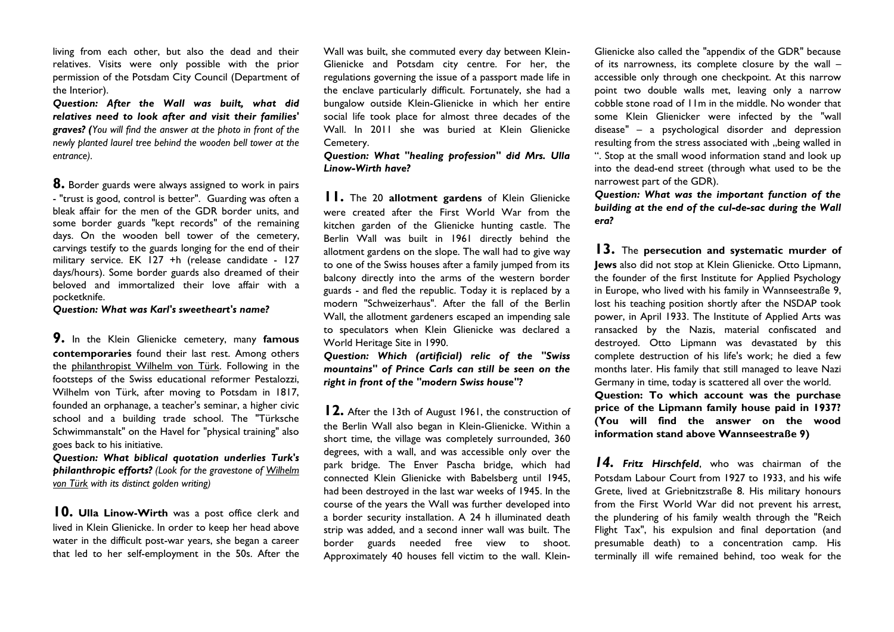living from each other, but also the dead and their relatives. Visits were only possible with the prior permission of the Potsdam City Council (Department of the Interior).

***Question: After the Wall was built, what did relatives need to look after and visit their families' graves?*** *(You will find the answer at the photo in front of the newly planted laurel tree behind the wooden bell tower at the entrance).*

**8.** Border guards were always assigned to work in pairs - "trust is good, control is better". Guarding was often a bleak affair for the men of the GDR border units, and some border guards "kept records" of the remaining days. On the wooden bell tower of the cemetery, carvings testify to the guards longing for the end of their military service. EK 127 +h (release candidate - 127 days/hours). Some border guards also dreamed of their beloved and immortalized their love affair with a pocketknife.

***Question: What was Karl's sweetheart's name?***

**9.** In the Klein Glienicke cemetery, many **famous contemporaries** found their last rest. Among others the philanthropist Wilhelm von Türk. Following in the footsteps of the Swiss educational reformer Pestalozzi, Wilhelm von Türk, after moving to Potsdam in 1817, founded an orphanage, a teacher's seminar, a higher civic school and a building trade school. The "Türksche Schwimmanstalt" on the Havel for "physical training" also goes back to his initiative.

***Question: What biblical quotation underlies Turk's philanthropic efforts?*** *(Look for the gravestone of Wilhelm von Türk with its distinct golden writing)*

**10. Ulla Linow-Wirth** was a post office clerk and lived in Klein Glienicke. In order to keep her head above water in the difficult post-war years, she began a career that led to her self-employment in the 50s. After the Wall was built, she commuted every day between Klein-Glienicke and Potsdam city centre. For her, the regulations governing the issue of a passport made life in the enclave particularly difficult. Fortunately, she had a bungalow outside Klein-Glienicke in which her entire social life took place for almost three decades of the Wall. In 2011 she was buried at Klein Glienicke Cemetery.

***Question: What "healing profession" did Mrs. Ulla Linow-Wirth have?***

**11.** The 20 **allotment gardens** of Klein Glienicke were created after the First World War from the kitchen garden of the Glienicke hunting castle. The Berlin Wall was built in 1961 directly behind the allotment gardens on the slope. The wall had to give way to one of the Swiss houses after a family jumped from its balcony directly into the arms of the western border guards - and fled the republic. Today it is replaced by a modern "Schweizerhaus". After the fall of the Berlin Wall, the allotment gardeners escaped an impending sale to speculators when Klein Glienicke was declared a World Heritage Site in 1990.

***Question: Which (artificial) relic of the "Swiss mountains" of Prince Carls can still be seen on the right in front of the "modern Swiss house"?***

**12.** After the 13th of August 1961, the construction of the Berlin Wall also began in Klein-Glienicke. Within a short time, the village was completely surrounded, 360 degrees, with a wall, and was accessible only over the park bridge. The Enver Pascha bridge, which had connected Klein Glienicke with Babelsberg until 1945, had been destroyed in the last war weeks of 1945. In the course of the years the Wall was further developed into a border security installation. A 24 h illuminated death strip was added, and a second inner wall was built. The border guards needed free view to shoot. Approximately 40 houses fell victim to the wall. Klein-Glienicke also called the "appendix of the GDR" because of its narrowness, its complete closure by the wall – accessible only through one checkpoint. At this narrow point two double walls met, leaving only a narrow cobble stone road of 11m in the middle. No wonder that some Klein Glienicker were infected by the "wall disease" – a psychological disorder and depression resulting from the stress associated with „being walled in ". Stop at the small wood information stand and look up into the dead-end street (through what used to be the narrowest part of the GDR).

***Question: What was the important function of the building at the end of the cul-de-sac during the Wall era?***

**13.** The **persecution and systematic murder of Jews** also did not stop at Klein Glienicke. Otto Lipmann, the founder of the first Institute for Applied Psychology in Europe, who lived with his family in Wannseestraße 9, lost his teaching position shortly after the NSDAP took power, in April 1933. The Institute of Applied Arts was ransacked by the Nazis, material confiscated and destroyed. Otto Lipmann was devastated by this complete destruction of his life's work; he died a few months later. His family that still managed to leave Nazi Germany in time, today is scattered all over the world.

**Question: To which account was the purchase price of the Lipmann family house paid in 1937? (You will find the answer on the wood information stand above Wannseestraße 9)**

***14. Fritz Hirschfeld***, who was chairman of the Potsdam Labour Court from 1927 to 1933, and his wife Grete, lived at Griebnitzstraße 8. His military honours from the First World War did not prevent his arrest, the plundering of his family wealth through the "Reich Flight Tax", his expulsion and final deportation (and presumable death) to a concentration camp. His terminally ill wife remained behind, too weak for the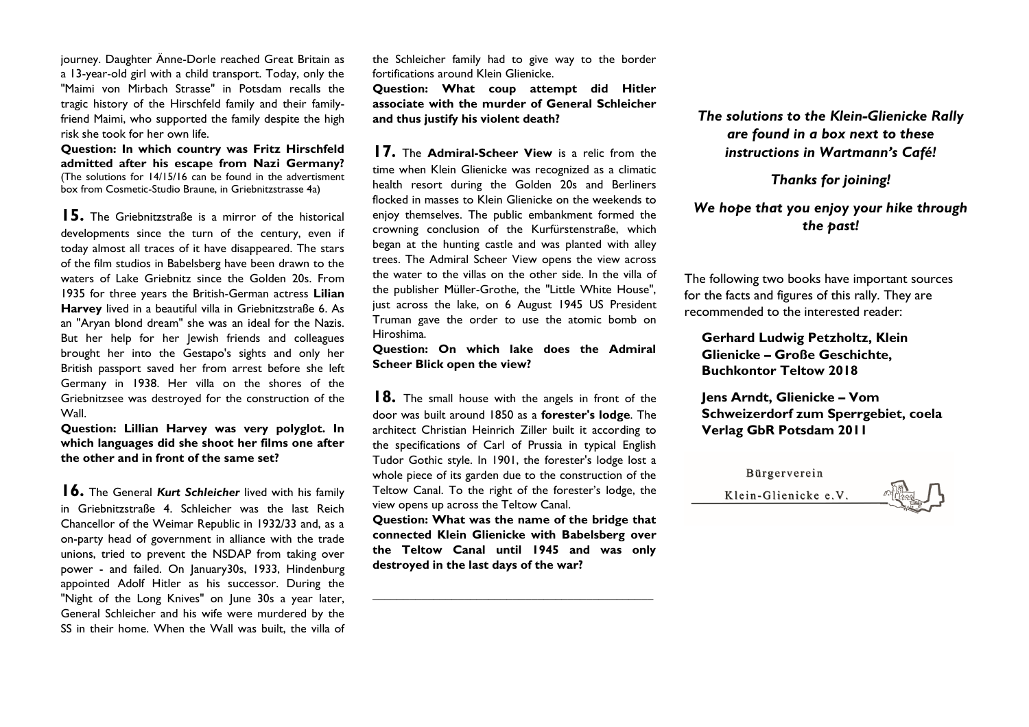journey. Daughter Änne-Dorle reached Great Britain as a 13-year-old girl with a child transport. Today, only the "Maimi von Mirbach Strasse" in Potsdam recalls the tragic history of the Hirschfeld family and their family-friend Maimi, who supported the family despite the high risk she took for her own life.

**Question: In which country was Fritz Hirschfeld admitted after his escape from Nazi Germany?** (The solutions for 14/15/16 can be found in the advertisment box from Cosmetic-Studio Braune, in Griebnitzstrasse 4a)

**15.** The Griebnitzstraße is a mirror of the historical developments since the turn of the century, even if today almost all traces of it have disappeared. The stars of the film studios in Babelsberg have been drawn to the waters of Lake Griebnitz since the Golden 20s. From 1935 for three years the British-German actress **Lilian Harvey** lived in a beautiful villa in Griebnitzstraße 6. As an "Aryan blond dream" she was an ideal for the Nazis. But her help for her Jewish friends and colleagues brought her into the Gestapo's sights and only her British passport saved her from arrest before she left Germany in 1938. Her villa on the shores of the Griebnitzsee was destroyed for the construction of the Wall.

**Question: Lillian Harvey was very polyglot. In which languages did she shoot her films one after the other and in front of the same set?**

**16.** The General ***Kurt Schleicher*** lived with his family in Griebnitzstraße 4. Schleicher was the last Reich Chancellor of the Weimar Republic in 1932/33 and, as a on-party head of government in alliance with the trade unions, tried to prevent the NSDAP from taking over power - and failed. On January30s, 1933, Hindenburg appointed Adolf Hitler as his successor. During the "Night of the Long Knives" on June 30s a year later, General Schleicher and his wife were murdered by the SS in their home. When the Wall was built, the villa of the Schleicher family had to give way to the border fortifications around Klein Glienicke.

**Question: What coup attempt did Hitler associate with the murder of General Schleicher and thus justify his violent death?**

**17.** The **Admiral-Scheer View** is a relic from the time when Klein Glienicke was recognized as a climatic health resort during the Golden 20s and Berliners flocked in masses to Klein Glienicke on the weekends to enjoy themselves. The public embankment formed the crowning conclusion of the Kurfürstenstraße, which began at the hunting castle and was planted with alley trees. The Admiral Scheer View opens the view across the water to the villas on the other side. In the villa of the publisher Müller-Grothe, the "Little White House", just across the lake, on 6 August 1945 US President Truman gave the order to use the atomic bomb on Hiroshima.

**Question: On which lake does the Admiral Scheer Blick open the view?**

**18.** The small house with the angels in front of the door was built around 1850 as a **forester's lodge**. The architect Christian Heinrich Ziller built it according to the specifications of Carl of Prussia in typical English Tudor Gothic style. In 1901, the forester's lodge lost a whole piece of its garden due to the construction of the Teltow Canal. To the right of the forester's lodge, the view opens up across the Teltow Canal.

**Question: What was the name of the bridge that connected Klein Glienicke with Babelsberg over the Teltow Canal until 1945 and was only destroyed in the last days of the war?**

---

***The solutions to the Klein-Glienicke Rally are found in a box next to these instructions in Wartmann's Café!***

***Thanks for joining!***

***We hope that you enjoy your hike through the past!***

The following two books have important sources for the facts and figures of this rally. They are recommended to the interested reader:

**Gerhard Ludwig Petzholtz, Klein Glienicke – Große Geschichte, Buchkontor Teltow 2018**

**Jens Arndt, Glienicke – Vom Schweizerdorf zum Sperrgebiet, coela Verlag GbR Potsdam 2011**

Bürgerverein
Klein-Glienicke e.V.